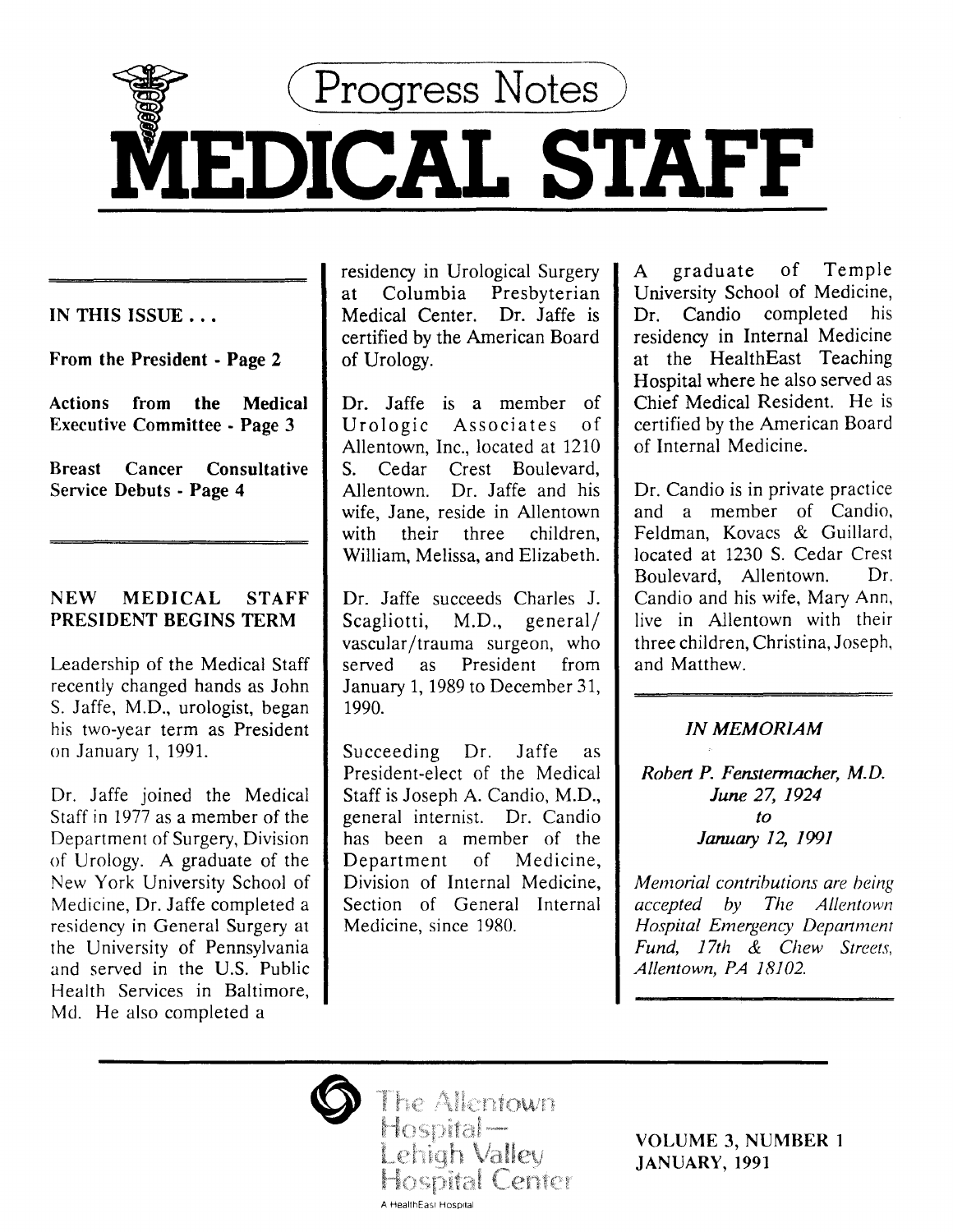# Progress Notes

# MEDICAL STAFF

**IN THIS ISSUE . . .**

**From the President - Page 2**

**Actions from the Medical Executive Committee - Page 3**

**Breast Cancer Consultative Service Debuts - Page 4**

## NEW MEDICAL STAFF PRESIDENT BEGINS TERM

Leadership of the Medical Staff recently changed hands as John S. Jaffe, M.D., urologist, began his two-year term as President on January 1, 1991.

Dr. Jaffe joined the Medical Staff in 1977 as a member of the Department of Surgery, Division of Urology. A graduate of the New York University School of Medicine, Dr. Jaffe completed a residency in General Surgery at the University of Pennsylvania and served in the U.S. Public Health Services in Baltimore, Md. He also completed a residency in Urological Surgery at Columbia Presbyterian Medical Center. Dr. Jaffe is certified by the American Board of Urology.

Dr. Jaffe is a member of Urologic Associates of Allentown, Inc., located at 1210 S. Cedar Crest Boulevard, Allentown. Dr. Jaffe and his wife, Jane, reside in Allentown with their three children, William, Melissa, and Elizabeth.

Dr. Jaffe succeeds Charles J. Scagliotti, M.D., general/vascular/trauma surgeon, who served as President from January 1, 1989 to December 31, 1990.

Succeeding Dr. Jaffe as President-elect of the Medical Staff is Joseph A. Candio, M.D., general internist. Dr. Candio has been a member of the Department of Medicine, Division of Internal Medicine, Section of General Internal Medicine, since 1980.

A graduate of Temple University School of Medicine, Dr. Candio completed his residency in Internal Medicine at the HealthEast Teaching Hospital where he also served as Chief Medical Resident. He is certified by the American Board of Internal Medicine.

Dr. Candio is in private practice and a member of Candio, Feldman, Kovacs & Guillard, located at 1230 S. Cedar Crest Boulevard, Allentown. Dr. Candio and his wife, Mary Ann, live in Allentown with their three children, Christina, Joseph, and Matthew.

### *IN MEMORIAM*

*Robert P. Fenstermacher, M.D.*
*June 27, 1924*
*to*
*January 12, 1991*

*Memorial contributions are being accepted by The Allentown Hospital Emergency Department Fund, 17th & Chew Streets, Allentown, PA 18102.*

The Allentown Hospital—Lehigh Valley Hospital Center
A HealthEast Hospital

**VOLUME 3, NUMBER 1**
**JANUARY, 1991**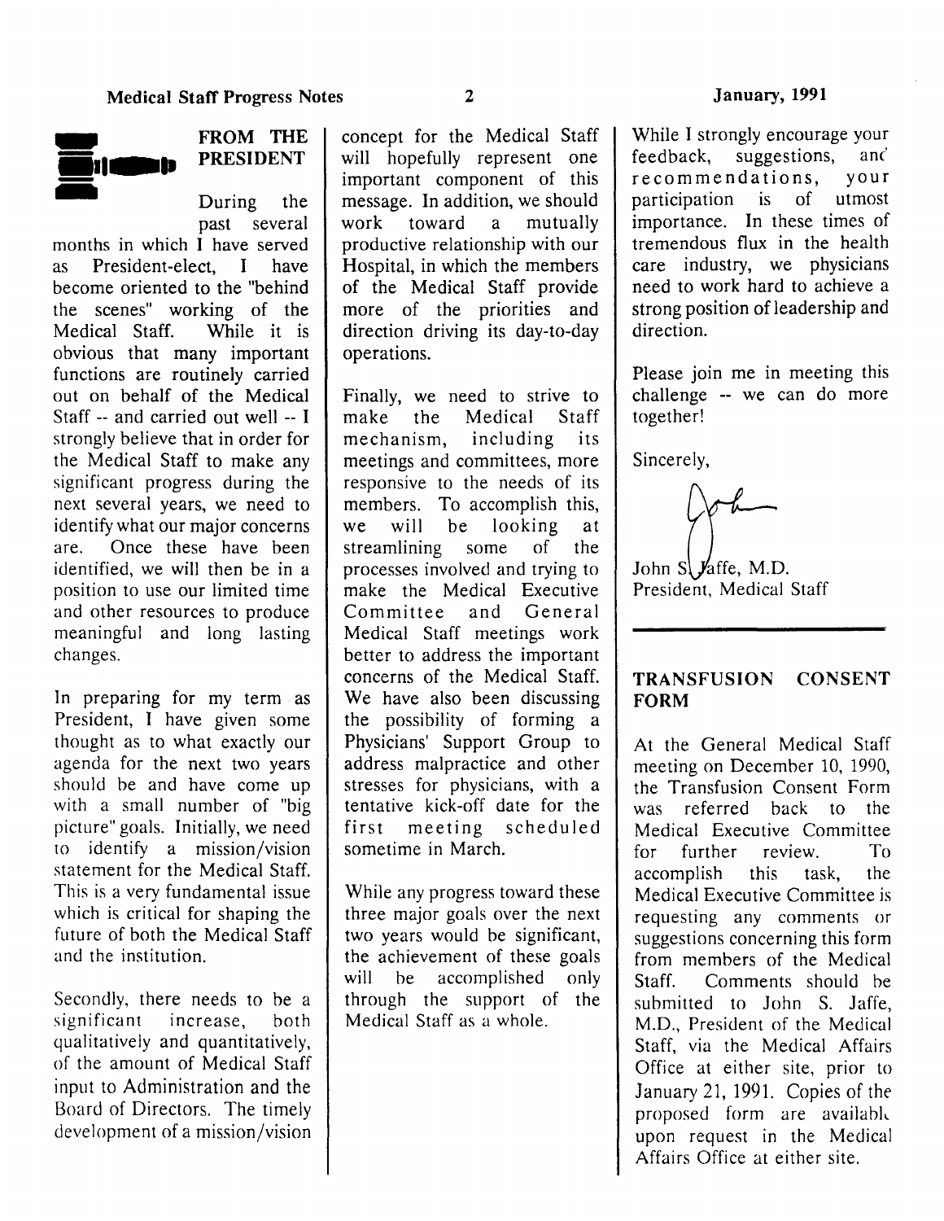## FROM THE PRESIDENT

During the past several months in which I have served as President-elect, I have become oriented to the "behind the scenes" working of the Medical Staff. While it is obvious that many important functions are routinely carried out on behalf of the Medical Staff -- and carried out well -- I strongly believe that in order for the Medical Staff to make any significant progress during the next several years, we need to identify what our major concerns are. Once these have been identified, we will then be in a position to use our limited time and other resources to produce meaningful and long lasting changes.

In preparing for my term as President, I have given some thought as to what exactly our agenda for the next two years should be and have come up with a small number of "big picture" goals. Initially, we need to identify a mission/vision statement for the Medical Staff. This is a very fundamental issue which is critical for shaping the future of both the Medical Staff and the institution.

Secondly, there needs to be a significant increase, both qualitatively and quantitatively, of the amount of Medical Staff input to Administration and the Board of Directors. The timely development of a mission/vision concept for the Medical Staff will hopefully represent one important component of this message. In addition, we should work toward a mutually productive relationship with our Hospital, in which the members of the Medical Staff provide more of the priorities and direction driving its day-to-day operations.

Finally, we need to strive to make the Medical Staff mechanism, including its meetings and committees, more responsive to the needs of its members. To accomplish this, we will be looking at streamlining some of the processes involved and trying to make the Medical Executive Committee and General Medical Staff meetings work better to address the important concerns of the Medical Staff. We have also been discussing the possibility of forming a Physicians' Support Group to address malpractice and other stresses for physicians, with a tentative kick-off date for the first meeting scheduled sometime in March.

While any progress toward these three major goals over the next two years would be significant, the achievement of these goals will be accomplished only through the support of the Medical Staff as a whole.

While I strongly encourage your feedback, suggestions, and recommendations, your participation is of utmost importance. In these times of tremendous flux in the health care industry, we physicians need to work hard to achieve a strong position of leadership and direction.

Please join me in meeting this challenge -- we can do more together!

Sincerely,

John S. Jaffe, M.D.
President, Medical Staff

## TRANSFUSION CONSENT FORM

At the General Medical Staff meeting on December 10, 1990, the Transfusion Consent Form was referred back to the Medical Executive Committee for further review. To accomplish this task, the Medical Executive Committee is requesting any comments or suggestions concerning this form from members of the Medical Staff. Comments should be submitted to John S. Jaffe, M.D., President of the Medical Staff, via the Medical Affairs Office at either site, prior to January 21, 1991. Copies of the proposed form are available upon request in the Medical Affairs Office at either site.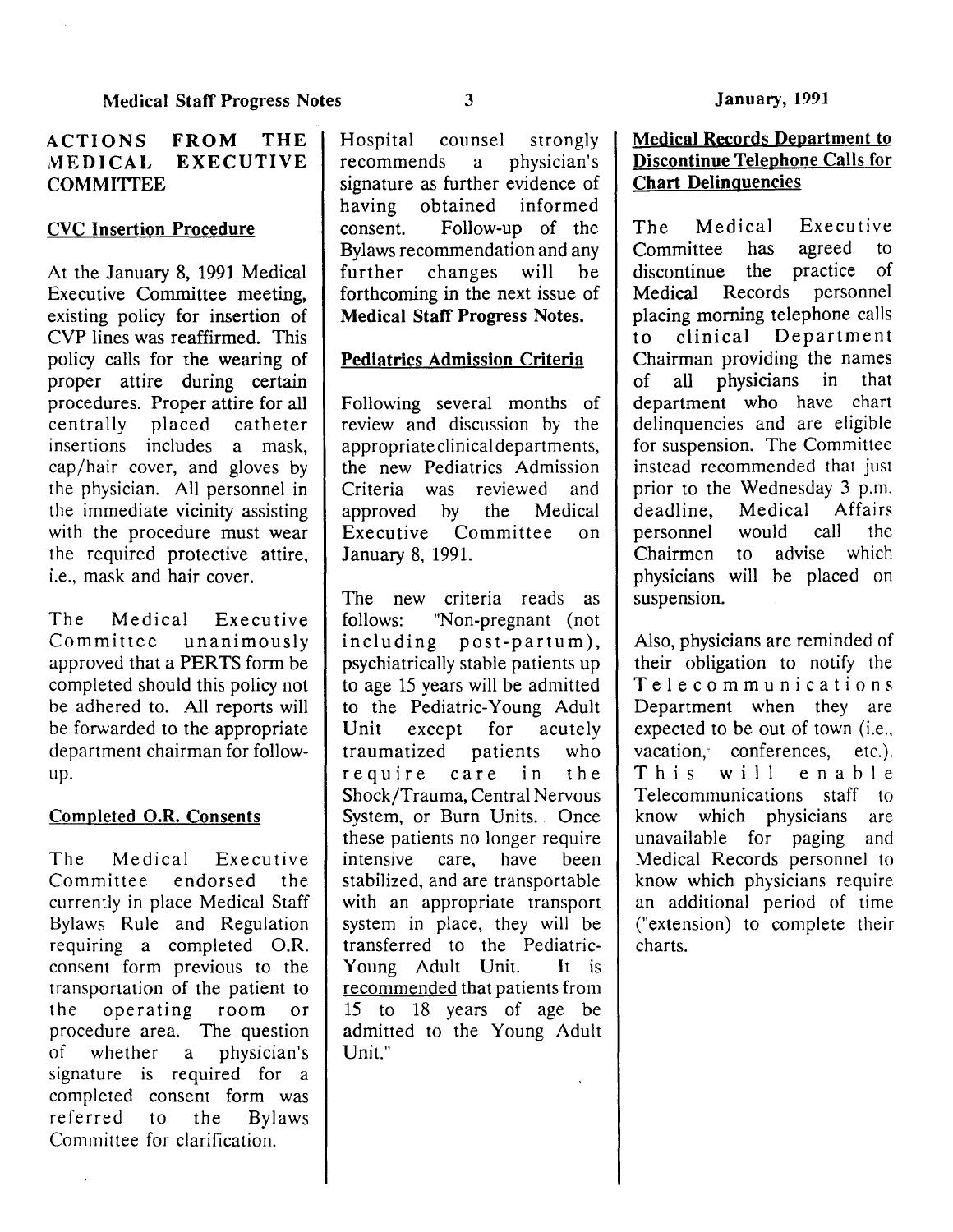## ACTIONS FROM THE MEDICAL EXECUTIVE COMMITTEE

### CVC Insertion Procedure

At the January 8, 1991 Medical Executive Committee meeting, existing policy for insertion of CVP lines was reaffirmed. This policy calls for the wearing of proper attire during certain procedures. Proper attire for all centrally placed catheter insertions includes a mask, cap/hair cover, and gloves by the physician. All personnel in the immediate vicinity assisting with the procedure must wear the required protective attire, i.e., mask and hair cover.

The Medical Executive Committee unanimously approved that a PERTS form be completed should this policy not be adhered to. All reports will be forwarded to the appropriate department chairman for follow-up.

### Completed O.R. Consents

The Medical Executive Committee endorsed the currently in place Medical Staff Bylaws Rule and Regulation requiring a completed O.R. consent form previous to the transportation of the patient to the operating room or procedure area. The question of whether a physician's signature is required for a completed consent form was referred to the Bylaws Committee for clarification.

Hospital counsel strongly recommends a physician's signature as further evidence of having obtained informed consent. Follow-up of the Bylaws recommendation and any further changes will be forthcoming in the next issue of **Medical Staff Progress Notes.**

### Pediatrics Admission Criteria

Following several months of review and discussion by the appropriate clinical departments, the new Pediatrics Admission Criteria was reviewed and approved by the Medical Executive Committee on January 8, 1991.

The new criteria reads as follows: "Non-pregnant (not including post-partum), psychiatrically stable patients up to age 15 years will be admitted to the Pediatric-Young Adult Unit except for acutely traumatized patients who require care in the Shock/Trauma, Central Nervous System, or Burn Units. Once these patients no longer require intensive care, have been stabilized, and are transportable with an appropriate transport system in place, they will be transferred to the Pediatric-Young Adult Unit. It is recommended that patients from 15 to 18 years of age be admitted to the Young Adult Unit."

### Medical Records Department to Discontinue Telephone Calls for Chart Delinquencies

The Medical Executive Committee has agreed to discontinue the practice of Medical Records personnel placing morning telephone calls to clinical Department Chairman providing the names of all physicians in that department who have chart delinquencies and are eligible for suspension. The Committee instead recommended that just prior to the Wednesday 3 p.m. deadline, Medical Affairs personnel would call the Chairmen to advise which physicians will be placed on suspension.

Also, physicians are reminded of their obligation to notify the Telecommunications Department when they are expected to be out of town (i.e., vacation, conferences, etc.). This will enable Telecommunications staff to know which physicians are unavailable for paging and Medical Records personnel to know which physicians require an additional period of time ("extension) to complete their charts.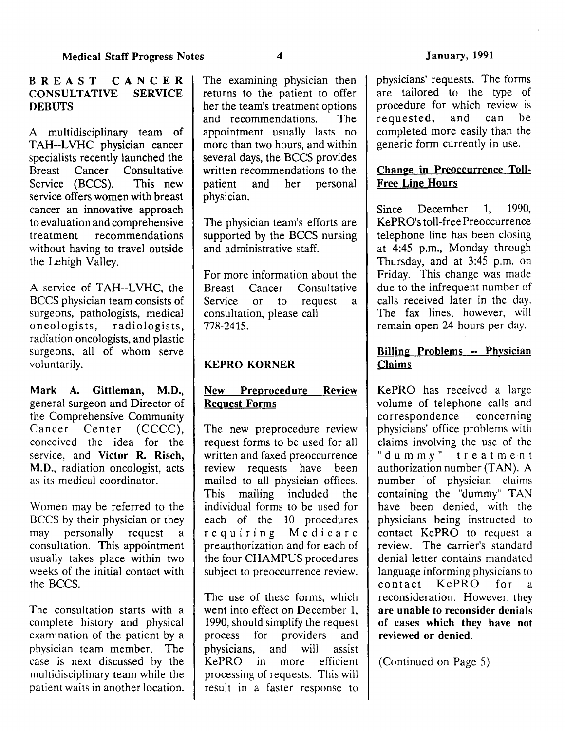## BREAST CANCER CONSULTATIVE SERVICE DEBUTS

A multidisciplinary team of TAH--LVHC physician cancer specialists recently launched the Breast Cancer Consultative Service (BCCS). This new service offers women with breast cancer an innovative approach to evaluation and comprehensive treatment recommendations without having to travel outside the Lehigh Valley.

A service of TAH--LVHC, the BCCS physician team consists of surgeons, pathologists, medical oncologists, radiologists, radiation oncologists, and plastic surgeons, all of whom serve voluntarily.

**Mark A. Gittleman, M.D.**, general surgeon and Director of the Comprehensive Community Cancer Center (CCCC), conceived the idea for the service, and **Victor R. Risch, M.D.**, radiation oncologist, acts as its medical coordinator.

Women may be referred to the BCCS by their physician or they may personally request a consultation. This appointment usually takes place within two weeks of the initial contact with the BCCS.

The consultation starts with a complete history and physical examination of the patient by a physician team member. The case is next discussed by the multidisciplinary team while the patient waits in another location. The examining physician then returns to the patient to offer her the team's treatment options and recommendations. The appointment usually lasts no more than two hours, and within several days, the BCCS provides written recommendations to the patient and her personal physician.

The physician team's efforts are supported by the BCCS nursing and administrative staff.

For more information about the Breast Cancer Consultative Service or to request a consultation, please call 778-2415.

## KEPRO KORNER

### New Preprocedure Review Request Forms

The new preprocedure review request forms to be used for all written and faxed preoccurrence review requests have been mailed to all physician offices. This mailing included the individual forms to be used for each of the 10 procedures requiring Medicare preauthorization and for each of the four CHAMPUS procedures subject to preoccurrence review.

The use of these forms, which went into effect on December 1, 1990, should simplify the request process for providers and physicians, and will assist KePRO in more efficient processing of requests. This will result in a faster response to physicians' requests. The forms are tailored to the type of procedure for which review is requested, and can be completed more easily than the generic form currently in use.

### Change in Preoccurrence Toll-Free Line Hours

Since December 1, 1990, KePRO's toll-free Preoccurrence telephone line has been closing at 4:45 p.m., Monday through Thursday, and at 3:45 p.m. on Friday. This change was made due to the infrequent number of calls received later in the day. The fax lines, however, will remain open 24 hours per day.

### Billing Problems -- Physician Claims

KePRO has received a large volume of telephone calls and correspondence concerning physicians' office problems with claims involving the use of the "dummy" treatment authorization number (TAN). A number of physician claims containing the "dummy" TAN have been denied, with the physicians being instructed to contact KePRO to request a review. The carrier's standard denial letter contains mandated language informing physicians to contact KePRO for a reconsideration. However, **they are unable to reconsider denials of cases which they have not reviewed or denied.**

(Continued on Page 5)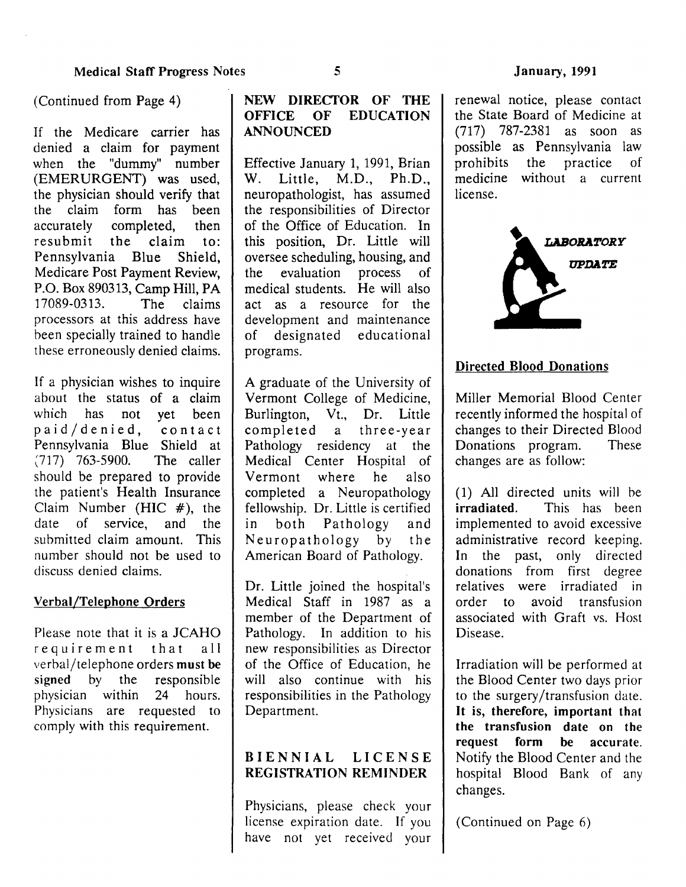(Continued from Page 4)

If the Medicare carrier has denied a claim for payment when the "dummy" number (EMERURGENT) was used, the physician should verify that the claim form has been accurately completed, then resubmit the claim to: Pennsylvania Blue Shield, Medicare Post Payment Review, P.O. Box 890313, Camp Hill, PA 17089-0313. The claims processors at this address have been specially trained to handle these erroneously denied claims.

If a physician wishes to inquire about the status of a claim which has not yet been paid/denied, contact Pennsylvania Blue Shield at (717) 763-5900. The caller should be prepared to provide the patient's Health Insurance Claim Number (HIC #), the date of service, and the submitted claim amount. This number should not be used to discuss denied claims.

### Verbal/Telephone Orders

Please note that it is a JCAHO requirement that all verbal/telephone orders **must be signed** by the responsible physician within 24 hours. Physicians are requested to comply with this requirement.

## NEW DIRECTOR OF THE OFFICE OF EDUCATION ANNOUNCED

Effective January 1, 1991, Brian W. Little, M.D., Ph.D., neuropathologist, has assumed the responsibilities of Director of the Office of Education. In this position, Dr. Little will oversee scheduling, housing, and the evaluation process of medical students. He will also act as a resource for the development and maintenance of designated educational programs.

A graduate of the University of Vermont College of Medicine, Burlington, Vt., Dr. Little completed a three-year Pathology residency at the Medical Center Hospital of Vermont where he also completed a Neuropathology fellowship. Dr. Little is certified in both Pathology and Neuropathology by the American Board of Pathology.

Dr. Little joined the hospital's Medical Staff in 1987 as a member of the Department of Pathology. In addition to his new responsibilities as Director of the Office of Education, he will also continue with his responsibilities in the Pathology Department.

## BIENNIAL LICENSE REGISTRATION REMINDER

Physicians, please check your license expiration date. If you have not yet received your renewal notice, please contact the State Board of Medicine at (717) 787-2381 as soon as possible as Pennsylvania law prohibits the practice of medicine without a current license.

## *LABORATORY UPDATE*

### Directed Blood Donations

Miller Memorial Blood Center recently informed the hospital of changes to their Directed Blood Donations program. These changes are as follow:

(1) All directed units will be **irradiated**. This has been implemented to avoid excessive administrative record keeping. In the past, only directed donations from first degree relatives were irradiated in order to avoid transfusion associated with Graft vs. Host Disease.

Irradiation will be performed at the Blood Center two days prior to the surgery/transfusion date. **It is, therefore, important that the transfusion date on the request form be accurate.** Notify the Blood Center and the hospital Blood Bank of any changes.

(Continued on Page 6)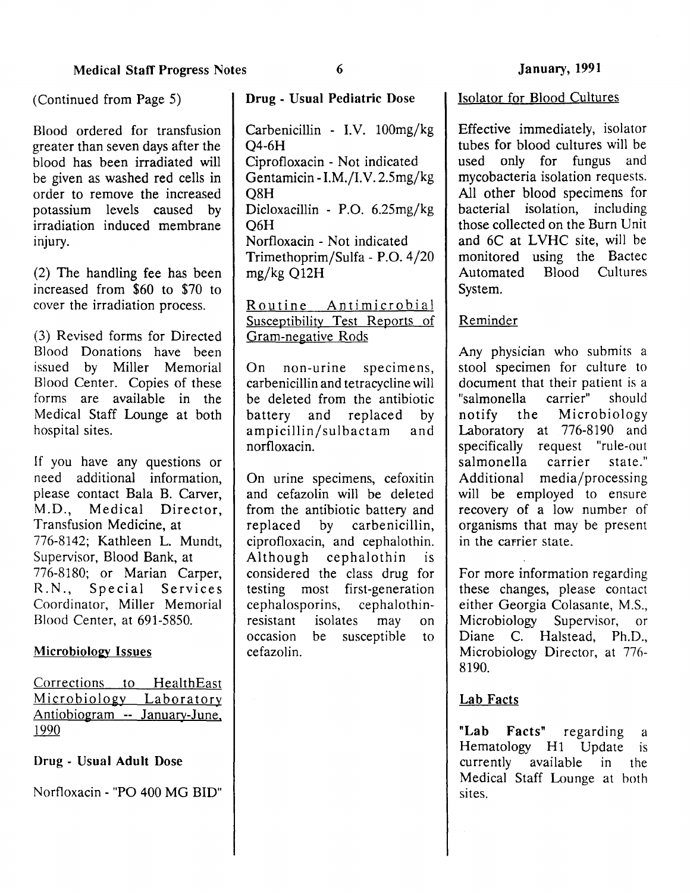(Continued from Page 5)

Blood ordered for transfusion greater than seven days after the blood has been irradiated will be given as washed red cells in order to remove the increased potassium levels caused by irradiation induced membrane injury.

(2) The handling fee has been increased from $60 to $70 to cover the irradiation process.

(3) Revised forms for Directed Blood Donations have been issued by Miller Memorial Blood Center. Copies of these forms are available in the Medical Staff Lounge at both hospital sites.

If you have any questions or need additional information, please contact Bala B. Carver, M.D., Medical Director, Transfusion Medicine, at 776-8142; Kathleen L. Mundt, Supervisor, Blood Bank, at 776-8180; or Marian Carper, R.N., Special Services Coordinator, Miller Memorial Blood Center, at 691-5850.

## Microbiology Issues

### Corrections to HealthEast Microbiology Laboratory Antiobiogram -- January-June, 1990

**Drug - Usual Adult Dose**

Norfloxacin - "PO 400 MG BID"

**Drug - Usual Pediatric Dose**

Carbenicillin - I.V. 100mg/kg Q4-6H
Ciprofloxacin - Not indicated
Gentamicin - I.M./I.V. 2.5mg/kg Q8H
Dicloxacillin - P.O. 6.25mg/kg Q6H
Norfloxacin - Not indicated
Trimethoprim/Sulfa - P.O. 4/20 mg/kg Q12H

### Routine Antimicrobial Susceptibility Test Reports of Gram-negative Rods

On non-urine specimens, carbenicillin and tetracycline will be deleted from the antibiotic battery and replaced by ampicillin/sulbactam and norfloxacin.

On urine specimens, cefoxitin and cefazolin will be deleted from the antibiotic battery and replaced by carbenicillin, ciprofloxacin, and cephalothin. Although cephalothin is considered the class drug for testing most first-generation cephalosporins, cephalothin-resistant isolates may on occasion be susceptible to cefazolin.

### Isolator for Blood Cultures

Effective immediately, isolator tubes for blood cultures will be used only for fungus and mycobacteria isolation requests. All other blood specimens for bacterial isolation, including those collected on the Burn Unit and 6C at LVHC site, will be monitored using the Bactec Automated Blood Cultures System.

### Reminder

Any physician who submits a stool specimen for culture to document that their patient is a "salmonella carrier" should notify the Microbiology Laboratory at 776-8190 and specifically request "rule-out salmonella carrier state." Additional media/processing will be employed to ensure recovery of a low number of organisms that may be present in the carrier state.

For more information regarding these changes, please contact either Georgia Colasante, M.S., Microbiology Supervisor, or Diane C. Halstead, Ph.D., Microbiology Director, at 776-8190.

## Lab Facts

**"Lab Facts"** regarding a Hematology H1 Update is currently available in the Medical Staff Lounge at both sites.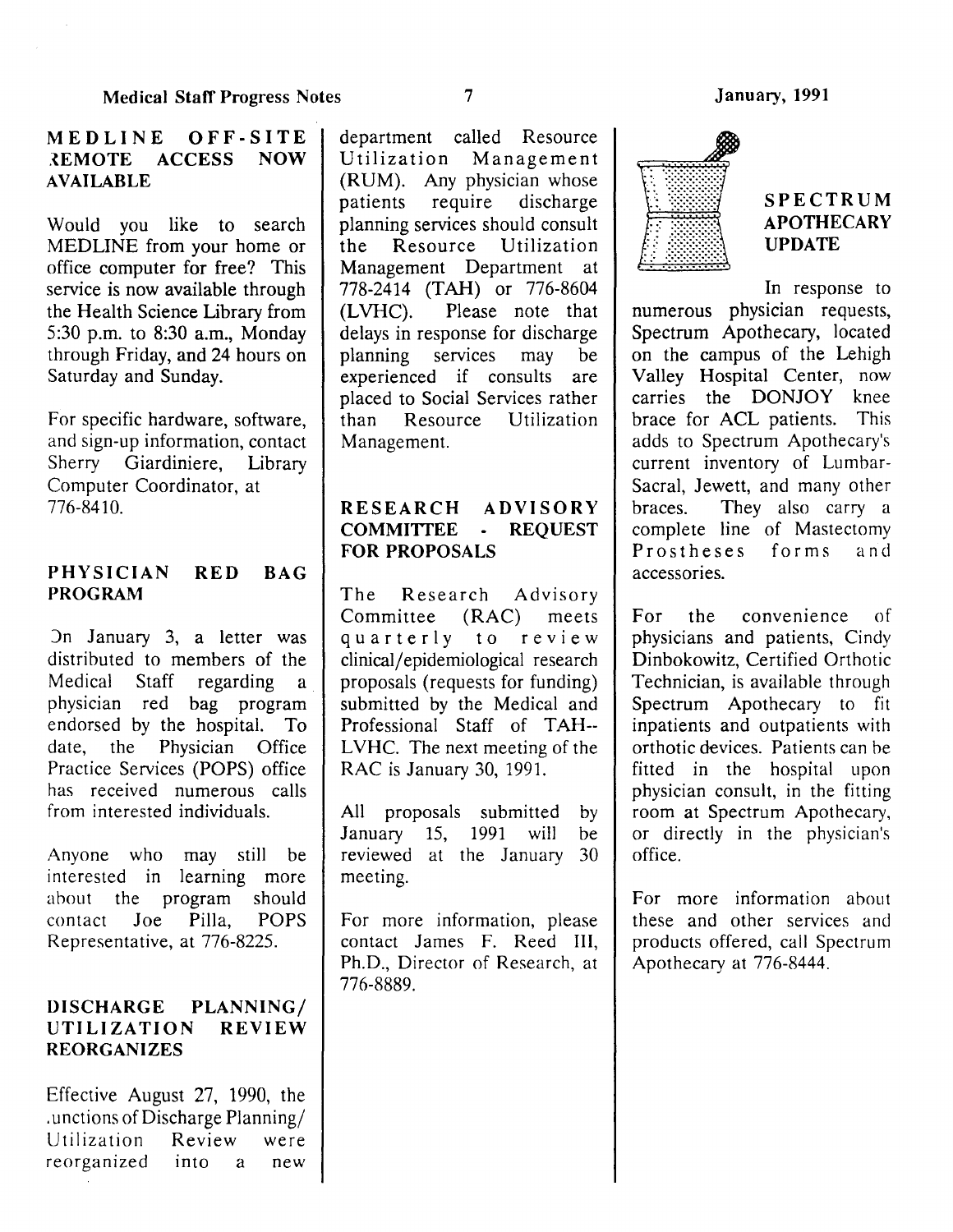## MEDLINE OFF-SITE REMOTE ACCESS NOW AVAILABLE

Would you like to search MEDLINE from your home or office computer for free? This service is now available through the Health Science Library from 5:30 p.m. to 8:30 a.m., Monday through Friday, and 24 hours on Saturday and Sunday.

For specific hardware, software, and sign-up information, contact Sherry Giardiniere, Library Computer Coordinator, at 776-8410.

## PHYSICIAN RED BAG PROGRAM

On January 3, a letter was distributed to members of the Medical Staff regarding a physician red bag program endorsed by the hospital. To date, the Physician Office Practice Services (POPS) office has received numerous calls from interested individuals.

Anyone who may still be interested in learning more about the program should contact Joe Pilla, POPS Representative, at 776-8225.

## DISCHARGE PLANNING/ UTILIZATION REVIEW REORGANIZES

Effective August 27, 1990, the functions of Discharge Planning/ Utilization Review were reorganized into a new department called Resource Utilization Management (RUM). Any physician whose patients require discharge planning services should consult the Resource Utilization Management Department at 778-2414 (TAH) or 776-8604 (LVHC). Please note that delays in response for discharge planning services may be experienced if consults are placed to Social Services rather than Resource Utilization Management.

## RESEARCH ADVISORY COMMITTEE - REQUEST FOR PROPOSALS

The Research Advisory Committee (RAC) meets quarterly to review clinical/epidemiological research proposals (requests for funding) submitted by the Medical and Professional Staff of TAH--LVHC. The next meeting of the RAC is January 30, 1991.

All proposals submitted by January 15, 1991 will be reviewed at the January 30 meeting.

For more information, please contact James F. Reed III, Ph.D., Director of Research, at 776-8889.

## SPECTRUM APOTHECARY UPDATE

In response to numerous physician requests, Spectrum Apothecary, located on the campus of the Lehigh Valley Hospital Center, now carries the DONJOY knee brace for ACL patients. This adds to Spectrum Apothecary's current inventory of Lumbar-Sacral, Jewett, and many other braces. They also carry a complete line of Mastectomy Prostheses forms and accessories.

For the convenience of physicians and patients, Cindy Dinbokowitz, Certified Orthotic Technician, is available through Spectrum Apothecary to fit inpatients and outpatients with orthotic devices. Patients can be fitted in the hospital upon physician consult, in the fitting room at Spectrum Apothecary, or directly in the physician's office.

For more information about these and other services and products offered, call Spectrum Apothecary at 776-8444.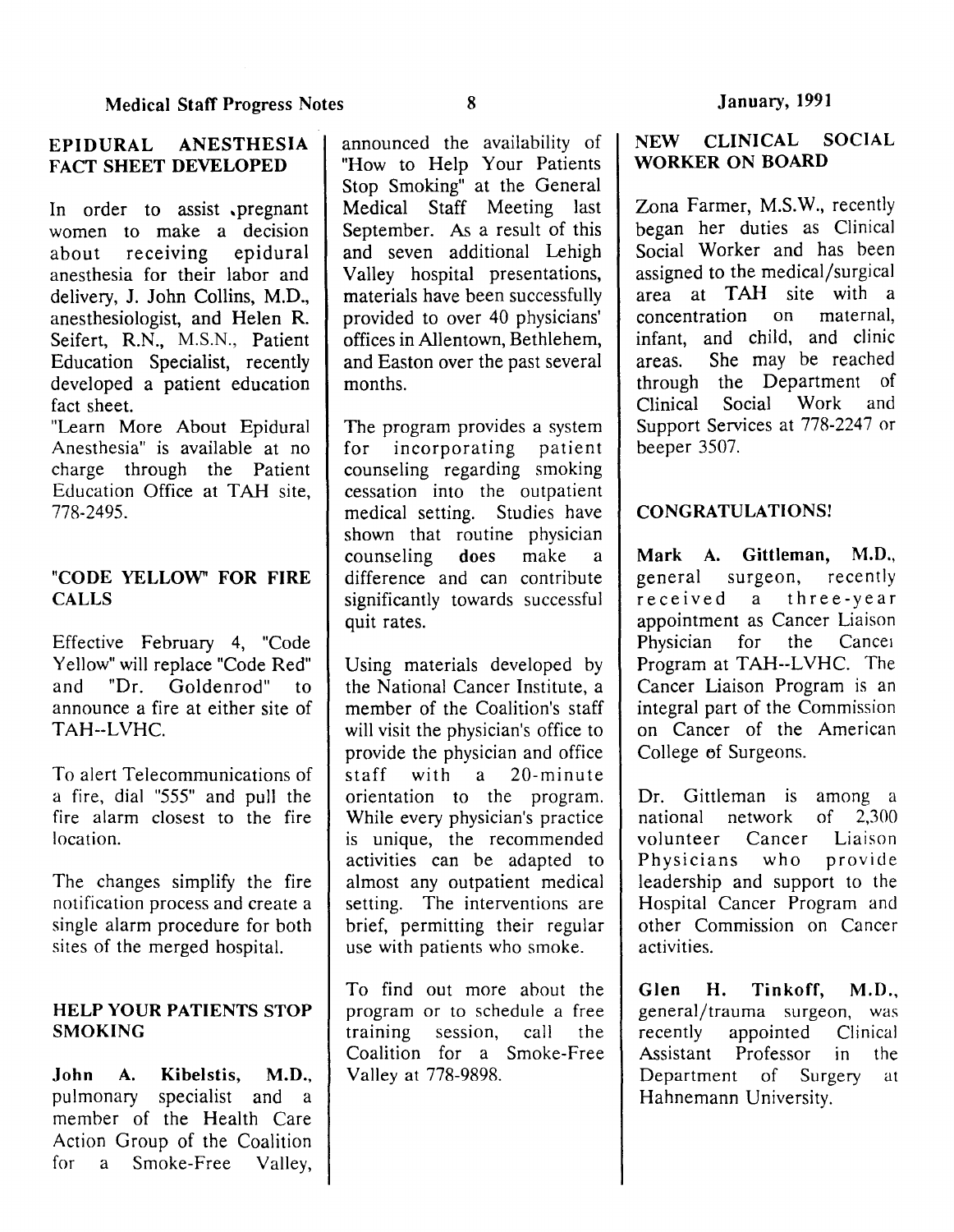## EPIDURAL ANESTHESIA FACT SHEET DEVELOPED

In order to assist pregnant women to make a decision about receiving epidural anesthesia for their labor and delivery, J. John Collins, M.D., anesthesiologist, and Helen R. Seifert, R.N., M.S.N., Patient Education Specialist, recently developed a patient education fact sheet.

"Learn More About Epidural Anesthesia" is available at no charge through the Patient Education Office at TAH site, 778-2495.

## "CODE YELLOW" FOR FIRE CALLS

Effective February 4, "Code Yellow" will replace "Code Red" and "Dr. Goldenrod" to announce a fire at either site of TAH--LVHC.

To alert Telecommunications of a fire, dial "555" and pull the fire alarm closest to the fire location.

The changes simplify the fire notification process and create a single alarm procedure for both sites of the merged hospital.

## HELP YOUR PATIENTS STOP SMOKING

**John A. Kibelstis, M.D.**, pulmonary specialist and a member of the Health Care Action Group of the Coalition for a Smoke-Free Valley, announced the availability of "How to Help Your Patients Stop Smoking" at the General Medical Staff Meeting last September. As a result of this and seven additional Lehigh Valley hospital presentations, materials have been successfully provided to over 40 physicians' offices in Allentown, Bethlehem, and Easton over the past several months.

The program provides a system for incorporating patient counseling regarding smoking cessation into the outpatient medical setting. Studies have shown that routine physician counseling **does** make a difference and can contribute significantly towards successful quit rates.

Using materials developed by the National Cancer Institute, a member of the Coalition's staff will visit the physician's office to provide the physician and office staff with a 20-minute orientation to the program. While every physician's practice is unique, the recommended activities can be adapted to almost any outpatient medical setting. The interventions are brief, permitting their regular use with patients who smoke.

To find out more about the program or to schedule a free training session, call the Coalition for a Smoke-Free Valley at 778-9898.

## NEW CLINICAL SOCIAL WORKER ON BOARD

Zona Farmer, M.S.W., recently began her duties as Clinical Social Worker and has been assigned to the medical/surgical area at TAH site with a concentration on maternal, infant, and child, and clinic areas. She may be reached through the Department of Clinical Social Work and Support Services at 778-2247 or beeper 3507.

## CONGRATULATIONS!

**Mark A. Gittleman, M.D.**, general surgeon, recently received a three-year appointment as Cancer Liaison Physician for the Cancer Program at TAH--LVHC. The Cancer Liaison Program is an integral part of the Commission on Cancer of the American College of Surgeons.

Dr. Gittleman is among a national network of 2,300 volunteer Cancer Liaison Physicians who provide leadership and support to the Hospital Cancer Program and other Commission on Cancer activities.

**Glen H. Tinkoff, M.D.**, general/trauma surgeon, was recently appointed Clinical Assistant Professor in the Department of Surgery at Hahnemann University.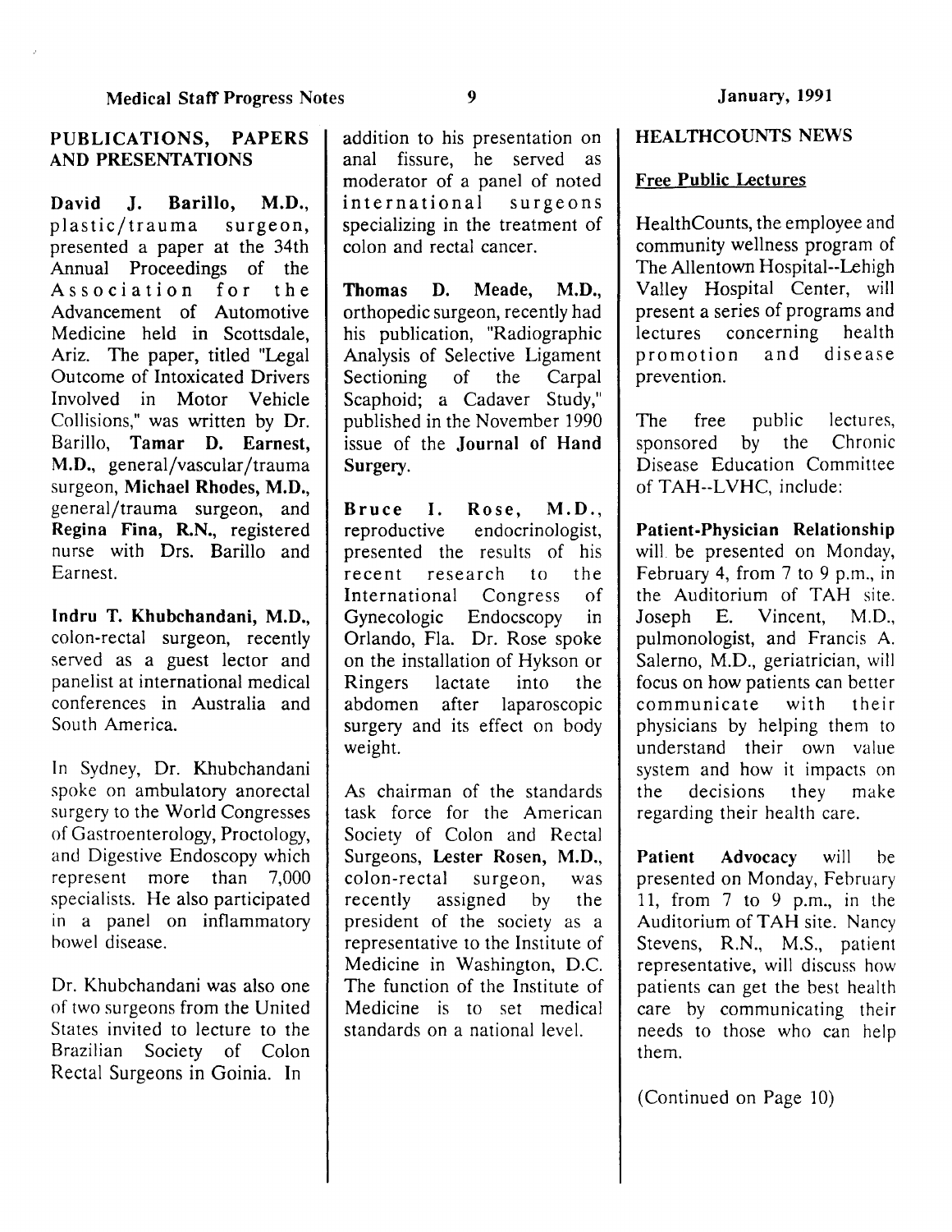## PUBLICATIONS, PAPERS AND PRESENTATIONS

**David J. Barillo, M.D.**, plastic/trauma surgeon, presented a paper at the 34th Annual Proceedings of the Association for the Advancement of Automotive Medicine held in Scottsdale, Ariz. The paper, titled "Legal Outcome of Intoxicated Drivers Involved in Motor Vehicle Collisions," was written by Dr. Barillo, **Tamar D. Earnest, M.D.**, general/vascular/trauma surgeon, **Michael Rhodes, M.D.**, general/trauma surgeon, and **Regina Fina, R.N.**, registered nurse with Drs. Barillo and Earnest.

**Indru T. Khubchandani, M.D.**, colon-rectal surgeon, recently served as a guest lector and panelist at international medical conferences in Australia and South America.

In Sydney, Dr. Khubchandani spoke on ambulatory anorectal surgery to the World Congresses of Gastroenterology, Proctology, and Digestive Endoscopy which represent more than 7,000 specialists. He also participated in a panel on inflammatory bowel disease.

Dr. Khubchandani was also one of two surgeons from the United States invited to lecture to the Brazilian Society of Colon Rectal Surgeons in Goinia. In addition to his presentation on anal fissure, he served as moderator of a panel of noted international surgeons specializing in the treatment of colon and rectal cancer.

**Thomas D. Meade, M.D.**, orthopedic surgeon, recently had his publication, "Radiographic Analysis of Selective Ligament Sectioning of the Carpal Scaphoid; a Cadaver Study," published in the November 1990 issue of the **Journal of Hand Surgery**.

**Bruce I. Rose, M.D.**, reproductive endocrinologist, presented the results of his recent research to the International Congress of Gynecologic Endocscopy in Orlando, Fla. Dr. Rose spoke on the installation of Hykson or Ringers lactate into the abdomen after laparoscopic surgery and its effect on body weight.

As chairman of the standards task force for the American Society of Colon and Rectal Surgeons, **Lester Rosen, M.D.**, colon-rectal surgeon, was recently assigned by the president of the society as a representative to the Institute of Medicine in Washington, D.C. The function of the Institute of Medicine is to set medical standards on a national level.

## HEALTHCOUNTS NEWS

### Free Public Lectures

HealthCounts, the employee and community wellness program of The Allentown Hospital--Lehigh Valley Hospital Center, will present a series of programs and lectures concerning health promotion and disease prevention.

The free public lectures, sponsored by the Chronic Disease Education Committee of TAH--LVHC, include:

**Patient-Physician Relationship** will be presented on Monday, February 4, from 7 to 9 p.m., in the Auditorium of TAH site. Joseph E. Vincent, M.D., pulmonologist, and Francis A. Salerno, M.D., geriatrician, will focus on how patients can better communicate with their physicians by helping them to understand their own value system and how it impacts on the decisions they make regarding their health care.

**Patient Advocacy** will be presented on Monday, February 11, from 7 to 9 p.m., in the Auditorium of TAH site. Nancy Stevens, R.N., M.S., patient representative, will discuss how patients can get the best health care by communicating their needs to those who can help them.

(Continued on Page 10)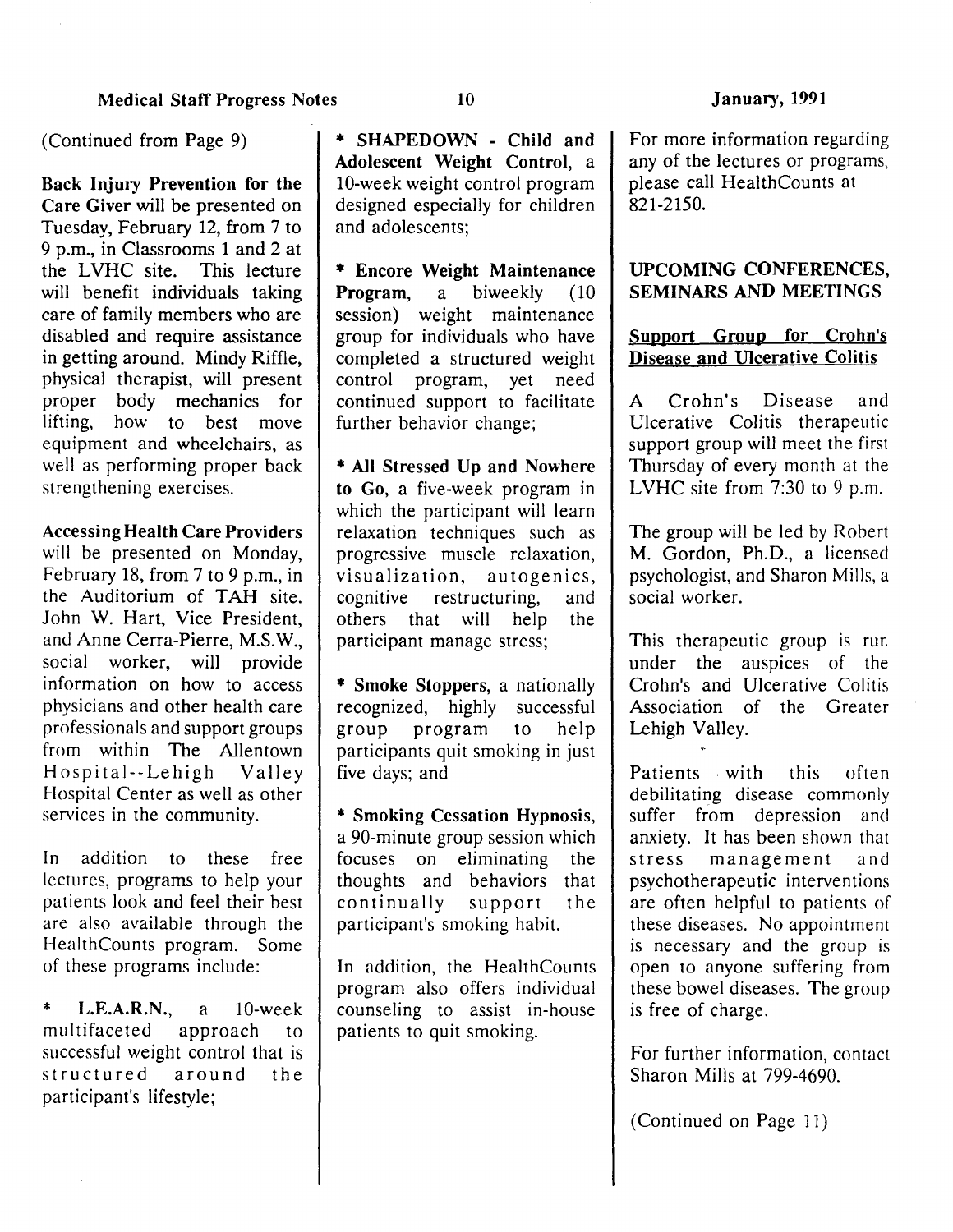(Continued from Page 9)

**Back Injury Prevention for the Care Giver** will be presented on Tuesday, February 12, from 7 to 9 p.m., in Classrooms 1 and 2 at the LVHC site. This lecture will benefit individuals taking care of family members who are disabled and require assistance in getting around. Mindy Riffle, physical therapist, will present proper body mechanics for lifting, how to best move equipment and wheelchairs, as well as performing proper back strengthening exercises.

**Accessing Health Care Providers** will be presented on Monday, February 18, from 7 to 9 p.m., in the Auditorium of TAH site. John W. Hart, Vice President, and Anne Cerra-Pierre, M.S.W., social worker, will provide information on how to access physicians and other health care professionals and support groups from within The Allentown Hospital--Lehigh Valley Hospital Center as well as other services in the community.

In addition to these free lectures, programs to help your patients look and feel their best are also available through the HealthCounts program. Some of these programs include:

* **L.E.A.R.N.**, a 10-week multifaceted approach to successful weight control that is structured around the participant's lifestyle;

* **SHAPEDOWN - Child and Adolescent Weight Control**, a 10-week weight control program designed especially for children and adolescents;

* **Encore Weight Maintenance Program**, a biweekly (10 session) weight maintenance group for individuals who have completed a structured weight control program, yet need continued support to facilitate further behavior change;

* **All Stressed Up and Nowhere to Go**, a five-week program in which the participant will learn relaxation techniques such as progressive muscle relaxation, visualization, autogenics, cognitive restructuring, and others that will help the participant manage stress;

* **Smoke Stoppers**, a nationally recognized, highly successful group program to help participants quit smoking in just five days; and

* **Smoking Cessation Hypnosis**, a 90-minute group session which focuses on eliminating the thoughts and behaviors that continually support the participant's smoking habit.

In addition, the HealthCounts program also offers individual counseling to assist in-house patients to quit smoking.

For more information regarding any of the lectures or programs, please call HealthCounts at 821-2150.

## UPCOMING CONFERENCES, SEMINARS AND MEETINGS

### Support Group for Crohn's Disease and Ulcerative Colitis

A Crohn's Disease and Ulcerative Colitis therapeutic support group will meet the first Thursday of every month at the LVHC site from 7:30 to 9 p.m.

The group will be led by Robert M. Gordon, Ph.D., a licensed psychologist, and Sharon Mills, a social worker.

This therapeutic group is run under the auspices of the Crohn's and Ulcerative Colitis Association of the Greater Lehigh Valley.

Patients with this often debilitating disease commonly suffer from depression and anxiety. It has been shown that stress management and psychotherapeutic interventions are often helpful to patients of these diseases. No appointment is necessary and the group is open to anyone suffering from these bowel diseases. The group is free of charge.

For further information, contact Sharon Mills at 799-4690.

(Continued on Page 11)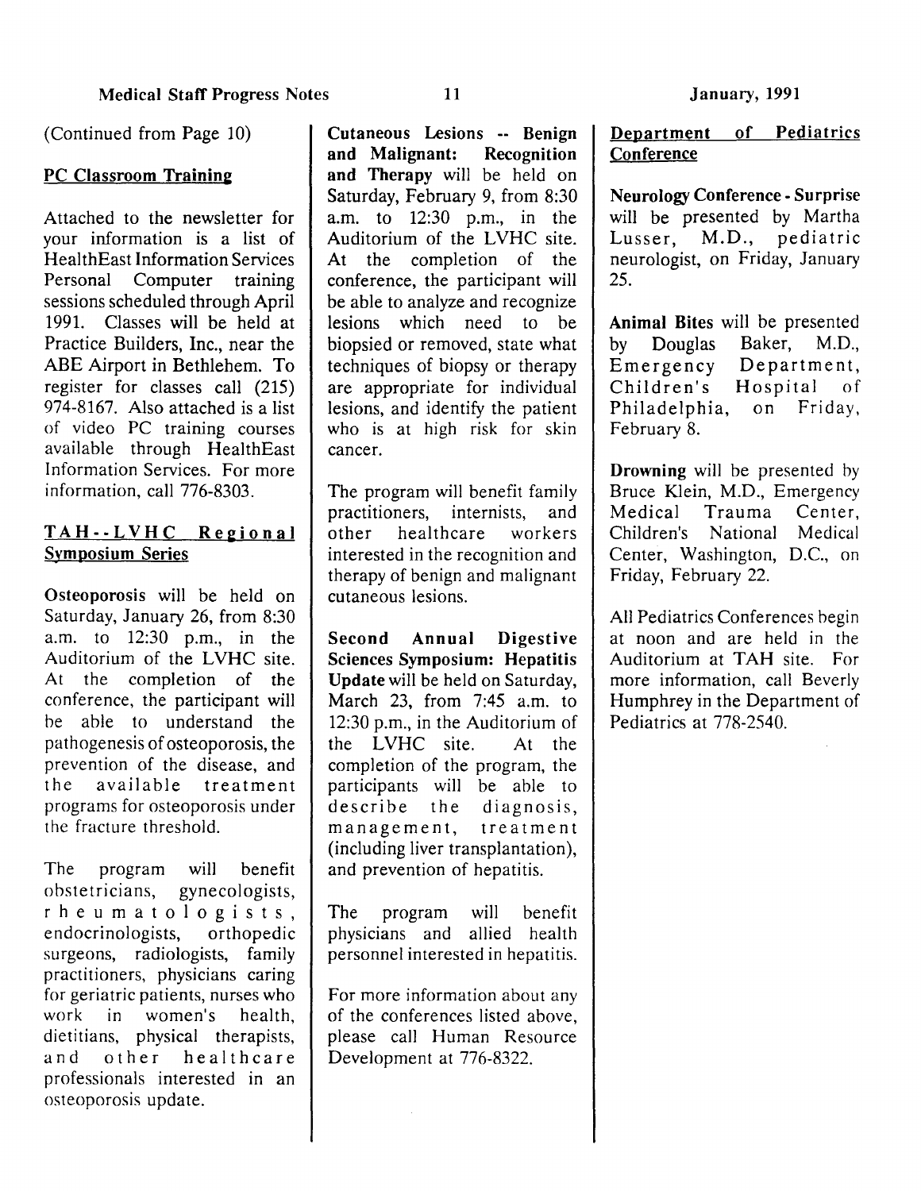(Continued from Page 10)

## PC Classroom Training

Attached to the newsletter for your information is a list of HealthEast Information Services Personal Computer training sessions scheduled through April 1991. Classes will be held at Practice Builders, Inc., near the ABE Airport in Bethlehem. To register for classes call (215) 974-8167. Also attached is a list of video PC training courses available through HealthEast Information Services. For more information, call 776-8303.

## TAH--LVHC Regional Symposium Series

**Osteoporosis** will be held on Saturday, January 26, from 8:30 a.m. to 12:30 p.m., in the Auditorium of the LVHC site. At the completion of the conference, the participant will be able to understand the pathogenesis of osteoporosis, the prevention of the disease, and the available treatment programs for osteoporosis under the fracture threshold.

The program will benefit obstetricians, gynecologists, rheumatologists, endocrinologists, orthopedic surgeons, radiologists, family practitioners, physicians caring for geriatric patients, nurses who work in women's health, dietitians, physical therapists, and other healthcare professionals interested in an osteoporosis update.

**Cutaneous Lesions -- Benign and Malignant: Recognition and Therapy** will be held on Saturday, February 9, from 8:30 a.m. to 12:30 p.m., in the Auditorium of the LVHC site. At the completion of the conference, the participant will be able to analyze and recognize lesions which need to be biopsied or removed, state what techniques of biopsy or therapy are appropriate for individual lesions, and identify the patient who is at high risk for skin cancer.

The program will benefit family practitioners, internists, and other healthcare workers interested in the recognition and therapy of benign and malignant cutaneous lesions.

**Second Annual Digestive Sciences Symposium: Hepatitis Update** will be held on Saturday, March 23, from 7:45 a.m. to 12:30 p.m., in the Auditorium of the LVHC site. At the completion of the program, the participants will be able to describe the diagnosis, management, treatment (including liver transplantation), and prevention of hepatitis.

The program will benefit physicians and allied health personnel interested in hepatitis.

For more information about any of the conferences listed above, please call Human Resource Development at 776-8322.

## Department of Pediatrics Conference

**Neurology Conference - Surprise** will be presented by Martha Lusser, M.D., pediatric neurologist, on Friday, January 25.

**Animal Bites** will be presented by Douglas Baker, M.D., Emergency Department, Children's Hospital of Philadelphia, on Friday, February 8.

**Drowning** will be presented by Bruce Klein, M.D., Emergency Medical Trauma Center, Children's National Medical Center, Washington, D.C., on Friday, February 22.

All Pediatrics Conferences begin at noon and are held in the Auditorium at TAH site. For more information, call Beverly Humphrey in the Department of Pediatrics at 778-2540.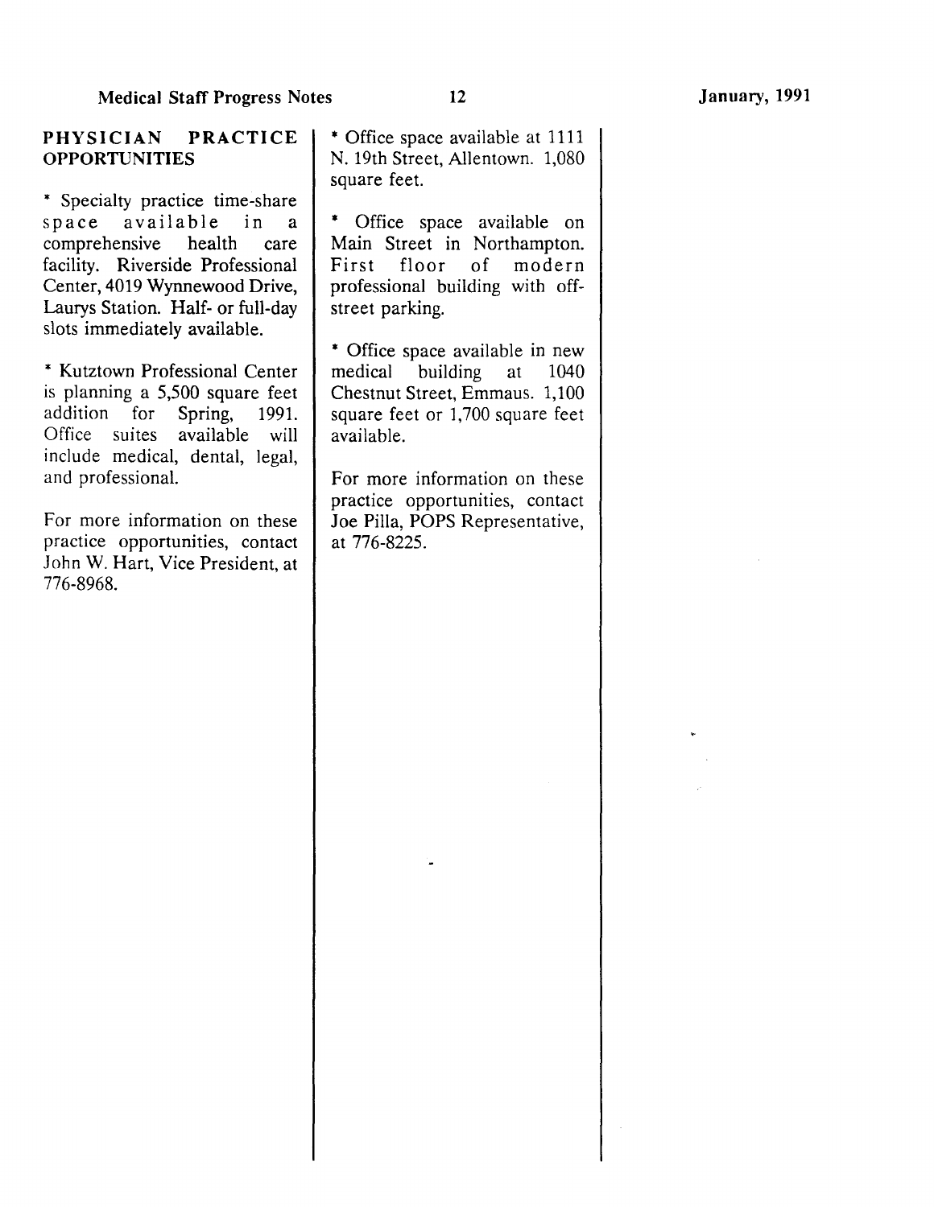## PHYSICIAN PRACTICE OPPORTUNITIES

* Specialty practice time-share space available in a comprehensive health care facility. Riverside Professional Center, 4019 Wynnewood Drive, Laurys Station. Half- or full-day slots immediately available.

* Kutztown Professional Center is planning a 5,500 square feet addition for Spring, 1991. Office suites available will include medical, dental, legal, and professional.

For more information on these practice opportunities, contact John W. Hart, Vice President, at 776-8968.

* Office space available at 1111 N. 19th Street, Allentown. 1,080 square feet.

* Office space available on Main Street in Northampton. First floor of modern professional building with off-street parking.

* Office space available in new medical building at 1040 Chestnut Street, Emmaus. 1,100 square feet or 1,700 square feet available.

For more information on these practice opportunities, contact Joe Pilla, POPS Representative, at 776-8225.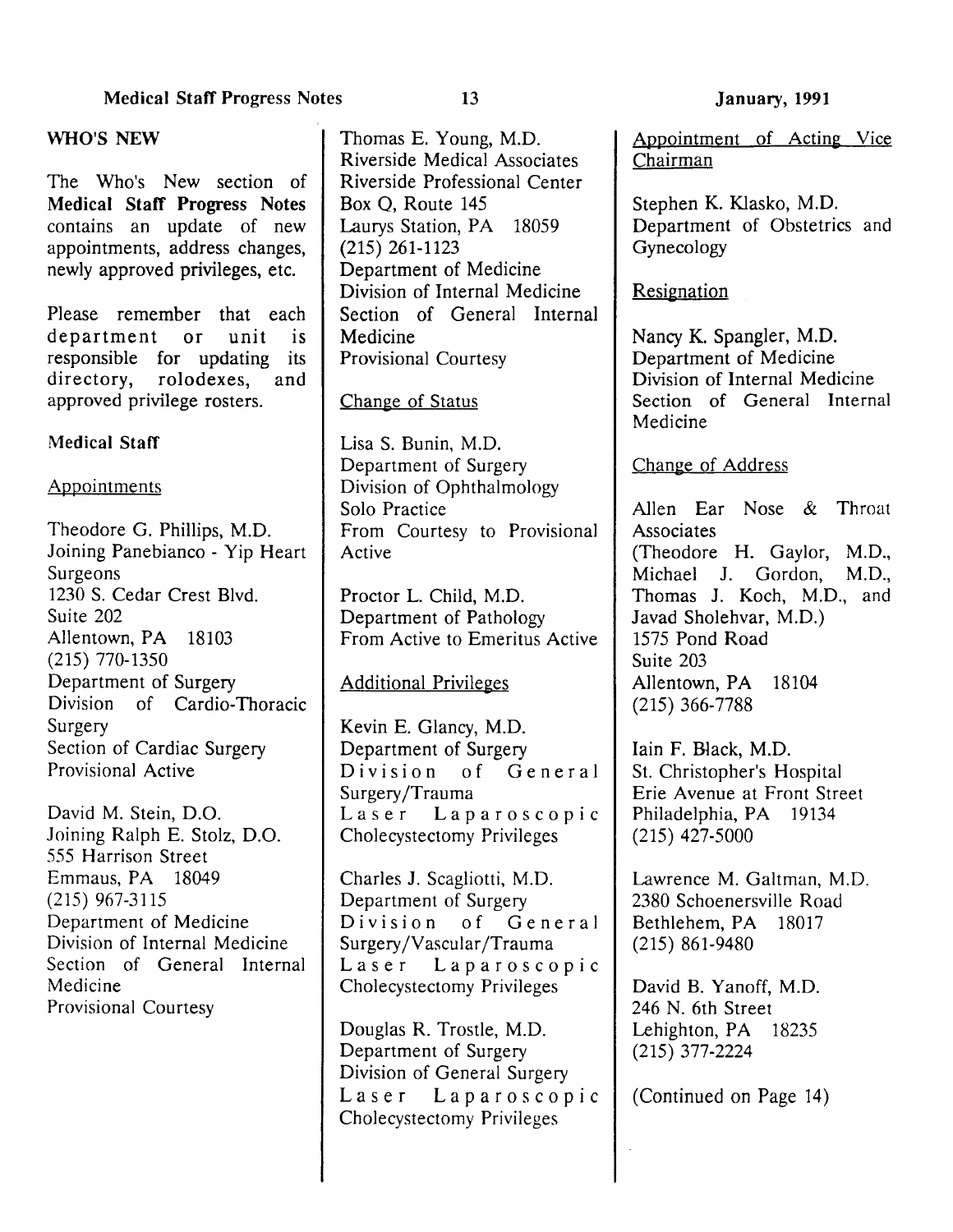## WHO'S NEW

The Who's New section of **Medical Staff Progress Notes** contains an update of new appointments, address changes, newly approved privileges, etc.

Please remember that each department or unit is responsible for updating its directory, rolodexes, and approved privilege rosters.

### Medical Staff

Appointments

Theodore G. Phillips, M.D.
Joining Panebianco - Yip Heart Surgeons
1230 S. Cedar Crest Blvd.
Suite 202
Allentown, PA 18103
(215) 770-1350
Department of Surgery
Division of Cardio-Thoracic Surgery
Section of Cardiac Surgery
Provisional Active

David M. Stein, D.O.
Joining Ralph E. Stolz, D.O.
555 Harrison Street
Emmaus, PA 18049
(215) 967-3115
Department of Medicine
Division of Internal Medicine
Section of General Internal Medicine
Provisional Courtesy

Thomas E. Young, M.D.
Riverside Medical Associates
Riverside Professional Center
Box Q, Route 145
Laurys Station, PA 18059
(215) 261-1123
Department of Medicine
Division of Internal Medicine
Section of General Internal Medicine
Provisional Courtesy

Change of Status

Lisa S. Bunin, M.D.
Department of Surgery
Division of Ophthalmology
Solo Practice
From Courtesy to Provisional Active

Proctor L. Child, M.D.
Department of Pathology
From Active to Emeritus Active

Additional Privileges

Kevin E. Glancy, M.D.
Department of Surgery
Division of General Surgery/Trauma
Laser Laparoscopic Cholecystectomy Privileges

Charles J. Scagliotti, M.D.
Department of Surgery
Division of General Surgery/Vascular/Trauma
Laser Laparoscopic Cholecystectomy Privileges

Douglas R. Trostle, M.D.
Department of Surgery
Division of General Surgery
Laser Laparoscopic Cholecystectomy Privileges

Appointment of Acting Vice Chairman

Stephen K. Klasko, M.D.
Department of Obstetrics and Gynecology

Resignation

Nancy K. Spangler, M.D.
Department of Medicine
Division of Internal Medicine
Section of General Internal Medicine

Change of Address

Allen Ear Nose & Throat Associates
(Theodore H. Gaylor, M.D., Michael J. Gordon, M.D., Thomas J. Koch, M.D., and Javad Sholehvar, M.D.)
1575 Pond Road
Suite 203
Allentown, PA 18104
(215) 366-7788

Iain F. Black, M.D.
St. Christopher's Hospital
Erie Avenue at Front Street
Philadelphia, PA 19134
(215) 427-5000

Lawrence M. Galtman, M.D.
2380 Schoenersville Road
Bethlehem, PA 18017
(215) 861-9480

David B. Yanoff, M.D.
246 N. 6th Street
Lehighton, PA 18235
(215) 377-2224

(Continued on Page 14)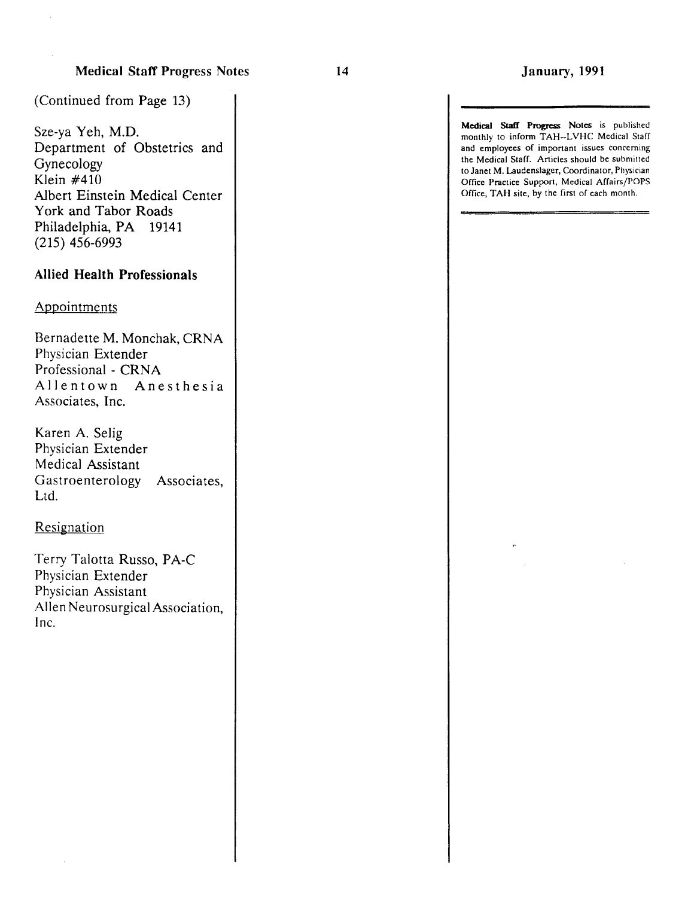(Continued from Page 13)

Sze-ya Yeh, M.D.
Department of Obstetrics and Gynecology
Klein #410
Albert Einstein Medical Center
York and Tabor Roads
Philadelphia, PA 19141
(215) 456-6993

**Allied Health Professionals**

Appointments

Bernadette M. Monchak, CRNA
Physician Extender
Professional - CRNA
Allentown Anesthesia Associates, Inc.

Karen A. Selig
Physician Extender
Medical Assistant
Gastroenterology Associates, Ltd.

Resignation

Terry Talotta Russo, PA-C
Physician Extender
Physician Assistant
Allen Neurosurgical Association, Inc.

---

**Medical Staff Progress Notes** is published monthly to inform TAH--LVHC Medical Staff and employees of important issues concerning the Medical Staff. Articles should be submitted to Janet M. Laudenslager, Coordinator, Physician Office Practice Support, Medical Affairs/POPS Office, TAH site, by the first of each month.

---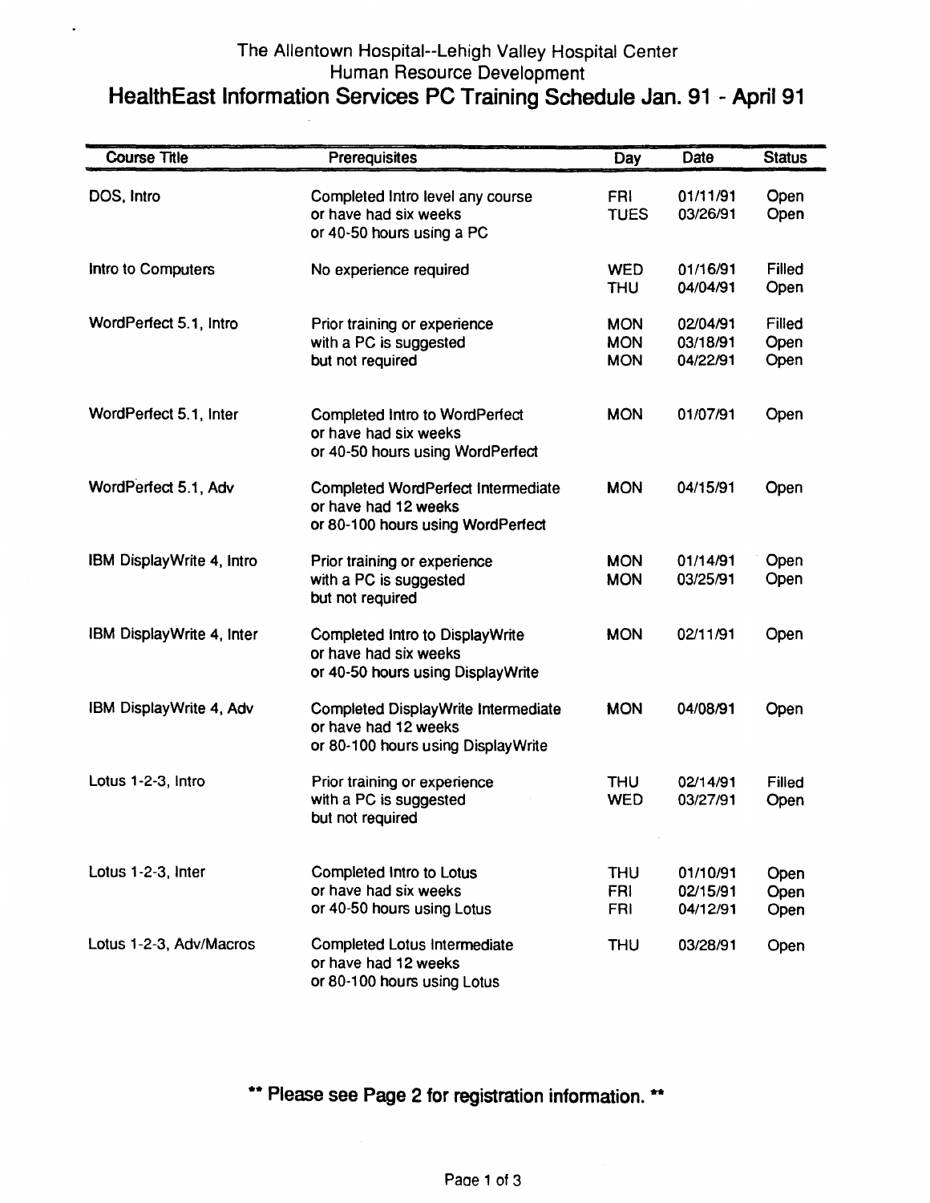The Allentown Hospital--Lehigh Valley Hospital Center
Human Resource Development

# HealthEast Information Services PC Training Schedule Jan. 91 - April 91

| Course Title | Prerequisites | Day | Date | Status |
|---|---|---|---|---|
| DOS, Intro | Completed Intro level any course or have had six weeks or 40-50 hours using a PC | FRI | 01/11/91 | Open |
| | | TUES | 03/26/91 | Open |
| Intro to Computers | No experience required | WED | 01/16/91 | Filled |
| | | THU | 04/04/91 | Open |
| WordPerfect 5.1, Intro | Prior training or experience with a PC is suggested but not required | MON | 02/04/91 | Filled |
| | | MON | 03/18/91 | Open |
| | | MON | 04/22/91 | Open |
| WordPerfect 5.1, Inter | Completed Intro to WordPerfect or have had six weeks or 40-50 hours using WordPerfect | MON | 01/07/91 | Open |
| WordPerfect 5.1, Adv | Completed WordPerfect Intermediate or have had 12 weeks or 80-100 hours using WordPerfect | MON | 04/15/91 | Open |
| IBM DisplayWrite 4, Intro | Prior training or experience with a PC is suggested but not required | MON | 01/14/91 | Open |
| | | MON | 03/25/91 | Open |
| IBM DisplayWrite 4, Inter | Completed Intro to DisplayWrite or have had six weeks or 40-50 hours using DisplayWrite | MON | 02/11/91 | Open |
| IBM DisplayWrite 4, Adv | Completed DisplayWrite Intermediate or have had 12 weeks or 80-100 hours using DisplayWrite | MON | 04/08/91 | Open |
| Lotus 1-2-3, Intro | Prior training or experience with a PC is suggested but not required | THU | 02/14/91 | Filled |
| | | WED | 03/27/91 | Open |
| Lotus 1-2-3, Inter | Completed Intro to Lotus or have had six weeks or 40-50 hours using Lotus | THU | 01/10/91 | Open |
| | | FRI | 02/15/91 | Open |
| | | FRI | 04/12/91 | Open |
| Lotus 1-2-3, Adv/Macros | Completed Lotus Intermediate or have had 12 weeks or 80-100 hours using Lotus | THU | 03/28/91 | Open |

**\*\* Please see Page 2 for registration information. \*\***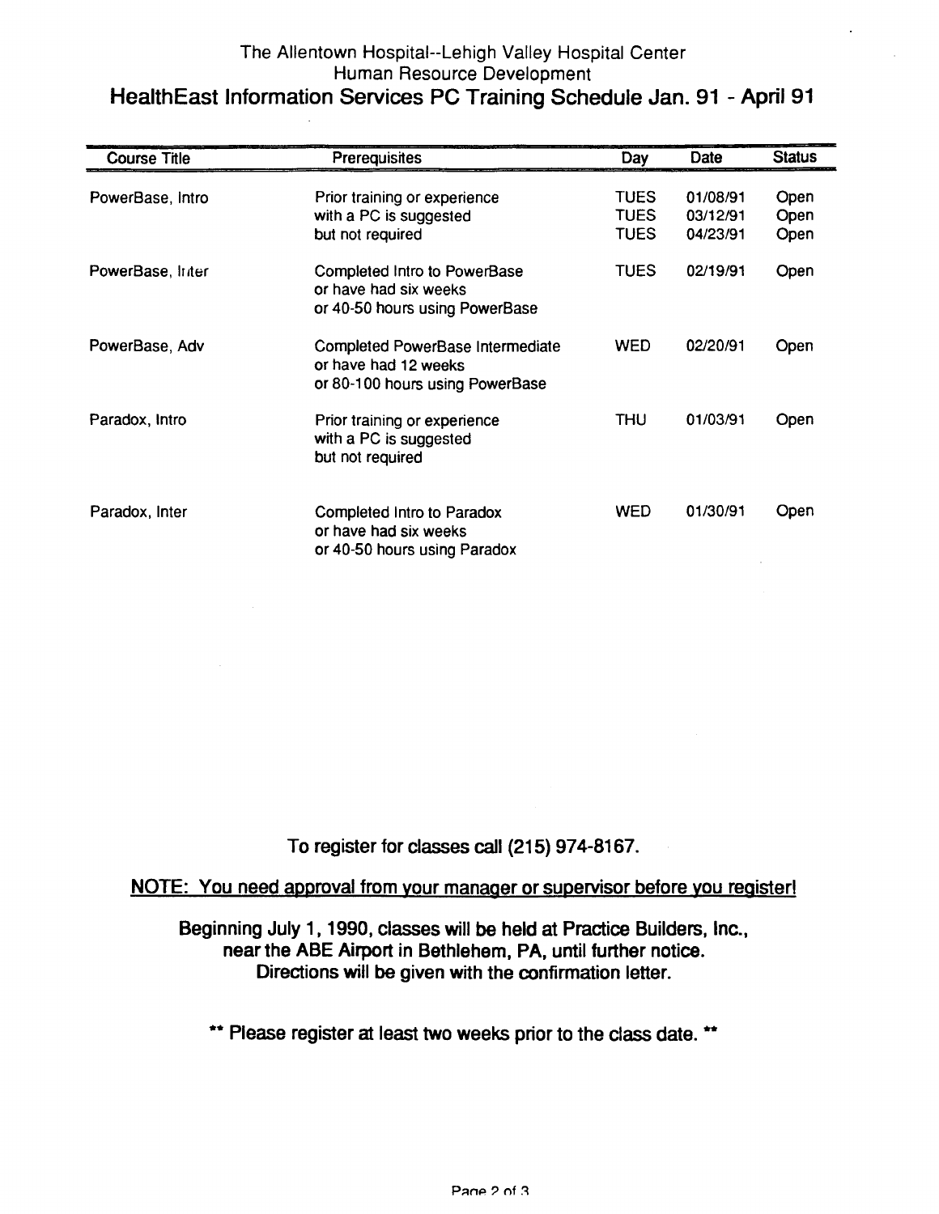The Allentown Hospital--Lehigh Valley Hospital Center
Human Resource Development

# HealthEast Information Services PC Training Schedule Jan. 91 - April 91

| Course Title | Prerequisites | Day | Date | Status |
|---|---|---|---|---|
| PowerBase, Intro | Prior training or experience with a PC is suggested but not required | TUES<br>TUES<br>TUES | 01/08/91<br>03/12/91<br>04/23/91 | Open<br>Open<br>Open |
| PowerBase, Inter | Completed Intro to PowerBase or have had six weeks or 40-50 hours using PowerBase | TUES | 02/19/91 | Open |
| PowerBase, Adv | Completed PowerBase Intermediate or have had 12 weeks or 80-100 hours using PowerBase | WED | 02/20/91 | Open |
| Paradox, Intro | Prior training or experience with a PC is suggested but not required | THU | 01/03/91 | Open |
| Paradox, Inter | Completed Intro to Paradox or have had six weeks or 40-50 hours using Paradox | WED | 01/30/91 | Open |

**To register for classes call (215) 974-8167.**

**NOTE: You need approval from your manager or supervisor before you register!**

**Beginning July 1, 1990, classes will be held at Practice Builders, Inc., near the ABE Airport in Bethlehem, PA, until further notice. Directions will be given with the confirmation letter.**

**\*\* Please register at least two weeks prior to the class date. \*\***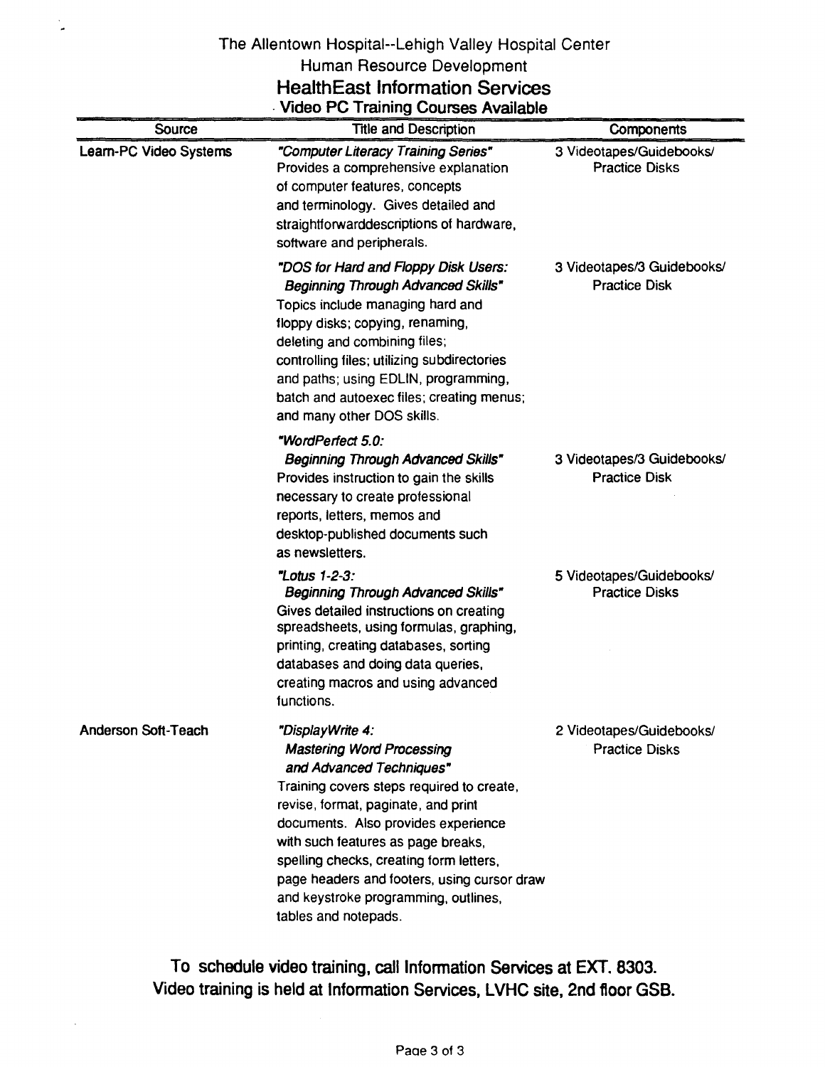The Allentown Hospital--Lehigh Valley Hospital Center

Human Resource Development

## HealthEast Information Services

### Video PC Training Courses Available

| Source | Title and Description | Components |
|---|---|---|
| Learn-PC Video Systems | *"Computer Literacy Training Series"* Provides a comprehensive explanation of computer features, concepts and terminology. Gives detailed and straightforwarddescriptions of hardware, software and peripherals. | 3 Videotapes/Guidebooks/ Practice Disks |
| | *"DOS for Hard and Floppy Disk Users: Beginning Through Advanced Skills"* Topics include managing hard and floppy disks; copying, renaming, deleting and combining files; controlling files; utilizing subdirectories and paths; using EDLIN, programming, batch and autoexec files; creating menus; and many other DOS skills. | 3 Videotapes/3 Guidebooks/ Practice Disk |
| | *"WordPerfect 5.0: Beginning Through Advanced Skills"* Provides instruction to gain the skills necessary to create professional reports, letters, memos and desktop-published documents such as newsletters. | 3 Videotapes/3 Guidebooks/ Practice Disk |
| | *"Lotus 1-2-3: Beginning Through Advanced Skills"* Gives detailed instructions on creating spreadsheets, using formulas, graphing, printing, creating databases, sorting databases and doing data queries, creating macros and using advanced functions. | 5 Videotapes/Guidebooks/ Practice Disks |
| Anderson Soft-Teach | *"DisplayWrite 4: Mastering Word Processing and Advanced Techniques"* Training covers steps required to create, revise, format, paginate, and print documents. Also provides experience with such features as page breaks, spelling checks, creating form letters, page headers and footers, using cursor draw and keystroke programming, outlines, tables and notepads. | 2 Videotapes/Guidebooks/ Practice Disks |

**To schedule video training, call Information Services at EXT. 8303.**
**Video training is held at Information Services, LVHC site, 2nd floor GSB.**